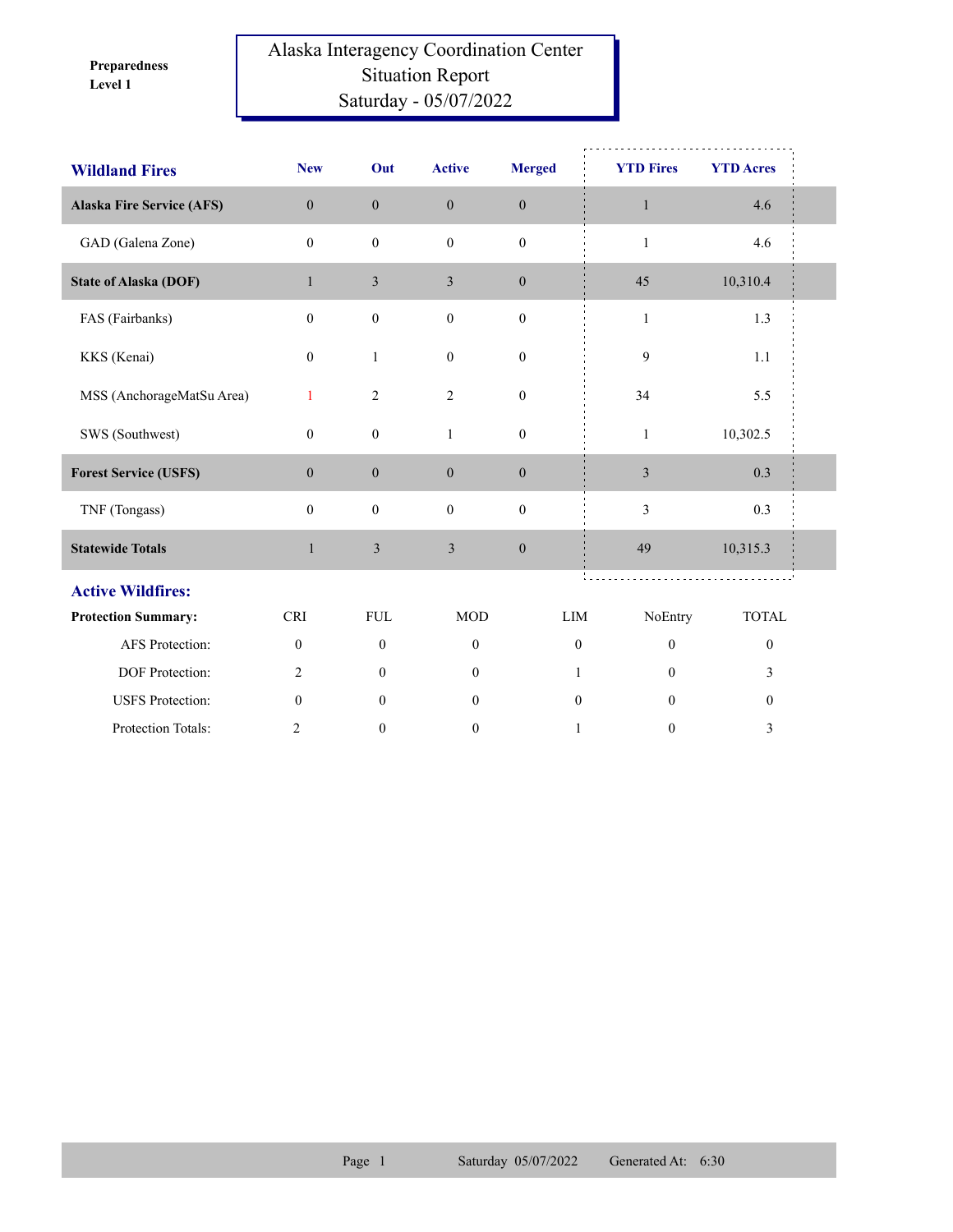**Preparedness Level 1**

# Alaska Interagency Coordination Center
## Situation Report
## Saturday - 05/07/2022

| Wildland Fires | New | Out | Active | Merged | YTD Fires | YTD Acres |
|---|---|---|---|---|---|---|
| **Alaska Fire Service (AFS)** | 0 | 0 | 0 | 0 | 1 | 4.6 |
| GAD (Galena Zone) | 0 | 0 | 0 | 0 | 1 | 4.6 |
| **State of Alaska (DOF)** | 1 | 3 | 3 | 0 | 45 | 10,310.4 |
| FAS (Fairbanks) | 0 | 0 | 0 | 0 | 1 | 1.3 |
| KKS (Kenai) | 0 | 1 | 0 | 0 | 9 | 1.1 |
| MSS (AnchorageMatSu Area) | 1 | 2 | 2 | 0 | 34 | 5.5 |
| SWS (Southwest) | 0 | 0 | 1 | 0 | 1 | 10,302.5 |
| **Forest Service (USFS)** | 0 | 0 | 0 | 0 | 3 | 0.3 |
| TNF (Tongass) | 0 | 0 | 0 | 0 | 3 | 0.3 |
| **Statewide Totals** | 1 | 3 | 3 | 0 | 49 | 10,315.3 |

## Active Wildfires:

| Protection Summary: | CRI | FUL | MOD | LIM | NoEntry | TOTAL |
|---|---|---|---|---|---|---|
| AFS Protection: | 0 | 0 | 0 | 0 | 0 | 0 |
| DOF Protection: | 2 | 0 | 0 | 1 | 0 | 3 |
| USFS Protection: | 0 | 0 | 0 | 0 | 0 | 0 |
| Protection Totals: | 2 | 0 | 0 | 1 | 0 | 3 |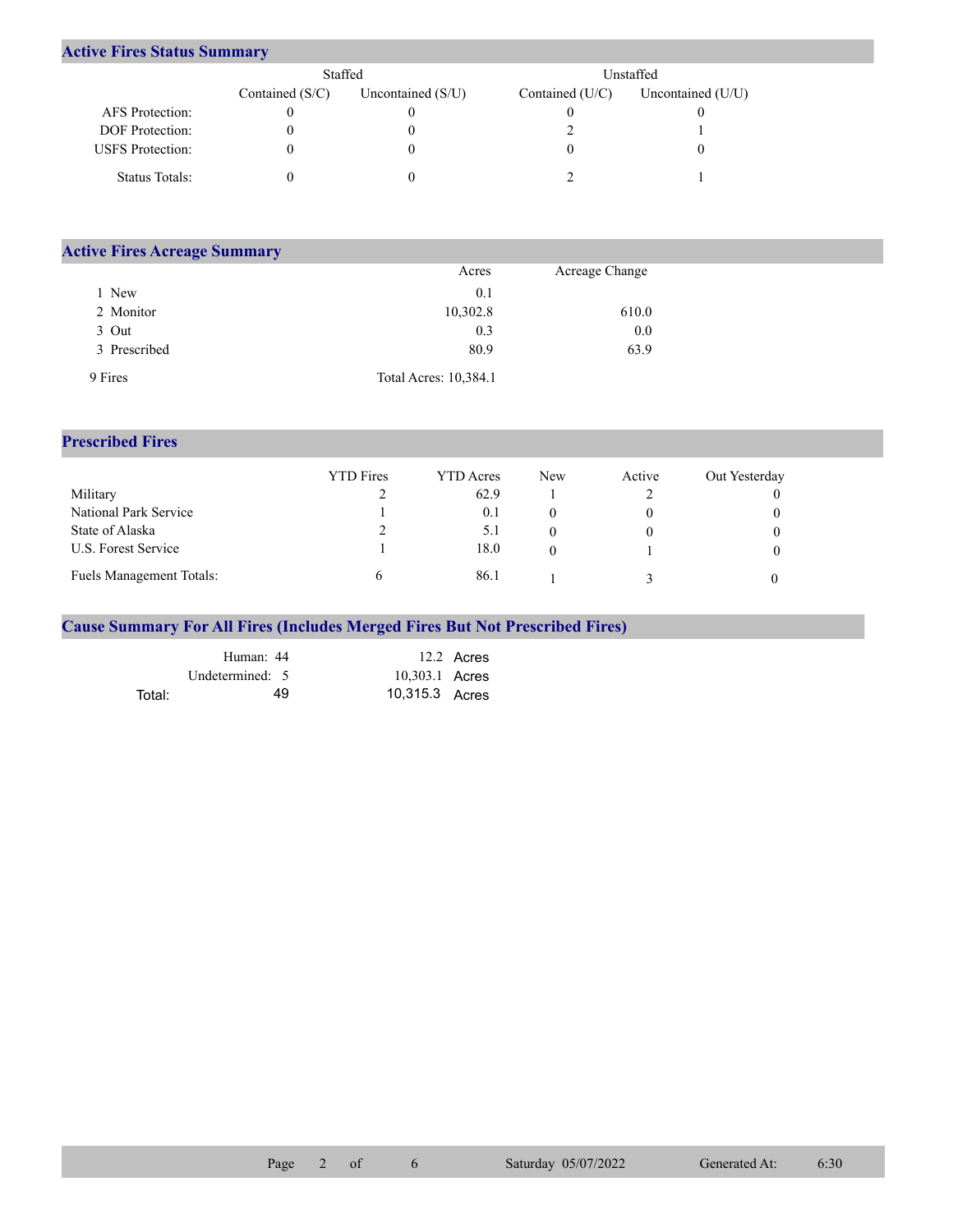## Active Fires Status Summary

| | Staffed | | Unstaffed | |
|---|---|---|---|---|
| | Contained (S/C) | Uncontained (S/U) | Contained (U/C) | Uncontained (U/U) |
| AFS Protection: | 0 | 0 | 0 | 0 |
| DOF Protection: | 0 | 0 | 2 | 1 |
| USFS Protection: | 0 | 0 | 0 | 0 |
| Status Totals: | 0 | 0 | 2 | 1 |

## Active Fires Acreage Summary

| | Acres | Acreage Change |
|---|---|---|
| 1 New | 0.1 | |
| 2 Monitor | 10,302.8 | 610.0 |
| 3 Out | 0.3 | 0.0 |
| 3 Prescribed | 80.9 | 63.9 |
| 9 Fires | Total Acres: 10,384.1 | |

## Prescribed Fires

| | YTD Fires | YTD Acres | New | Active | Out Yesterday |
|---|---|---|---|---|---|
| Military | 2 | 62.9 | 1 | 2 | 0 |
| National Park Service | 1 | 0.1 | 0 | 0 | 0 |
| State of Alaska | 2 | 5.1 | 0 | 0 | 0 |
| U.S. Forest Service | 1 | 18.0 | 0 | 1 | 0 |
| Fuels Management Totals: | 6 | 86.1 | 1 | 3 | 0 |

## Cause Summary For All Fires (Includes Merged Fires But Not Prescribed Fires)

| | | |
|---|---|---|
| Human: | 44 | 12.2 Acres |
| Undetermined: | 5 | 10,303.1 Acres |
| Total: | 49 | 10,315.3 Acres |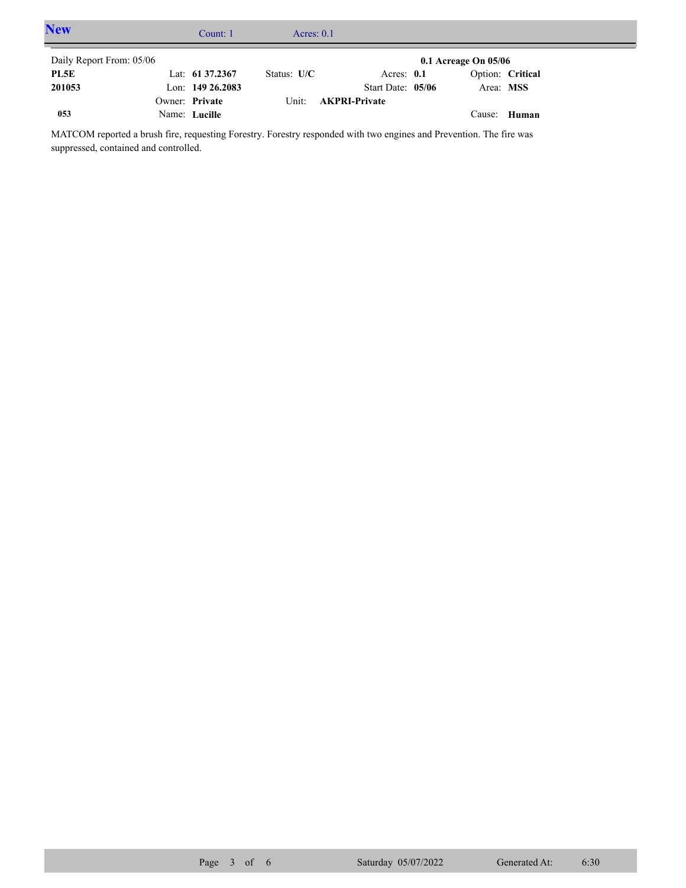## New

Count: 1 Acres: 0.1

Daily Report From: 05/06 **0.1 Acreage On 05/06**

| | | | | |
|---|---|---|---|---|
| **PL5E** | Lat: **61 37.2367** | Status: **U/C** | Acres: **0.1** | Option: **Critical** |
| **201053** | Lon: **149 26.2083** | | Start Date: **05/06** | Area: **MSS** |
| | Owner: **Private** | Unit: **AKPRI-Private** | | |
| **053** | Name: **Lucille** | | | Cause: **Human** |

MATCOM reported a brush fire, requesting Forestry. Forestry responded with two engines and Prevention. The fire was suppressed, contained and controlled.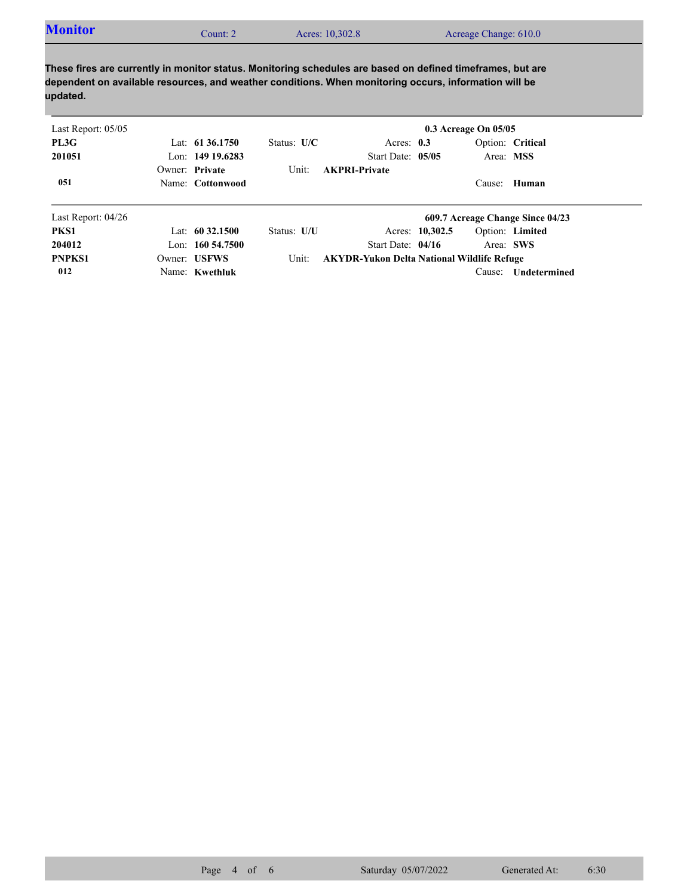## Monitor

Count: 2 | Acres: 10,302.8 | Acreage Change: 610.0

**These fires are currently in monitor status. Monitoring schedules are based on defined timeframes, but are dependent on available resources, and weather conditions. When monitoring occurs, information will be updated.**

---

Last Report: 05/05 — **0.3 Acreage On 05/05**

| | | | | |
|---|---|---|---|---|
| **PL3G** | Lat: **61 36.1750** | Status: **U/C** | Acres: **0.3** | Option: **Critical** |
| **201051** | Lon: **149 19.6283** | | Start Date: **05/05** | Area: **MSS** |
| | Owner: **Private** | Unit: **AKPRI-Private** | | |
| **051** | Name: **Cottonwood** | | | Cause: **Human** |

---

Last Report: 04/26 — **609.7 Acreage Change Since 04/23**

| | | | | |
|---|---|---|---|---|
| **PKS1** | Lat: **60 32.1500** | Status: **U/U** | Acres: **10,302.5** | Option: **Limited** |
| **204012** | Lon: **160 54.7500** | | Start Date: **04/16** | Area: **SWS** |
| **PNPKS1** | Owner: **USFWS** | Unit: **AKYDR-Yukon Delta National Wildlife Refuge** | | |
| **012** | Name: **Kwethluk** | | | Cause: **Undetermined** |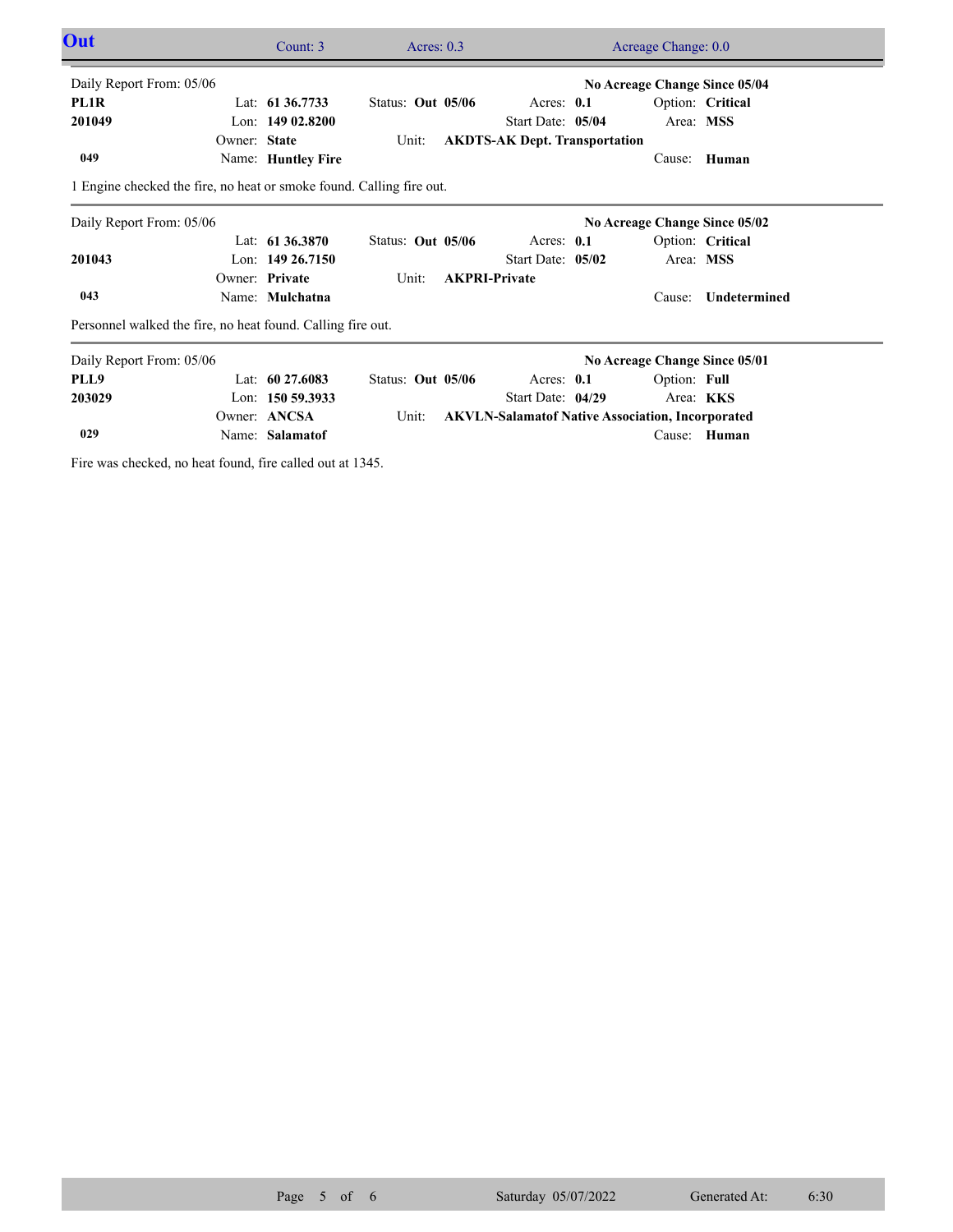## Out

Count: 3 | Acres: 0.3 | Acreage Change: 0.0

---

Daily Report From: 05/06 — **No Acreage Change Since 05/04**

| | | | | |
|---|---|---|---|---|
| **PL1R** | Lat: **61 36.7733** | Status: **Out 05/06** | Acres: **0.1** | Option: **Critical** |
| **201049** | Lon: **149 02.8200** | | Start Date: **05/04** | Area: **MSS** |
| | Owner: **State** | Unit: **AKDTS-AK Dept. Transportation** | | |
| **049** | Name: **Huntley Fire** | | | Cause: **Human** |

1 Engine checked the fire, no heat or smoke found. Calling fire out.

---

Daily Report From: 05/06 — **No Acreage Change Since 05/02**

| | | | | |
|---|---|---|---|---|
| | Lat: **61 36.3870** | Status: **Out 05/06** | Acres: **0.1** | Option: **Critical** |
| **201043** | Lon: **149 26.7150** | | Start Date: **05/02** | Area: **MSS** |
| | Owner: **Private** | Unit: **AKPRI-Private** | | |
| **043** | Name: **Mulchatna** | | | Cause: **Undetermined** |

Personnel walked the fire, no heat found. Calling fire out.

---

Daily Report From: 05/06 — **No Acreage Change Since 05/01**

| | | | | |
|---|---|---|---|---|
| **PLL9** | Lat: **60 27.6083** | Status: **Out 05/06** | Acres: **0.1** | Option: **Full** |
| **203029** | Lon: **150 59.3933** | | Start Date: **04/29** | Area: **KKS** |
| | Owner: **ANCSA** | Unit: **AKVLN-Salamatof Native Association, Incorporated** | | |
| **029** | Name: **Salamatof** | | | Cause: **Human** |

Fire was checked, no heat found, fire called out at 1345.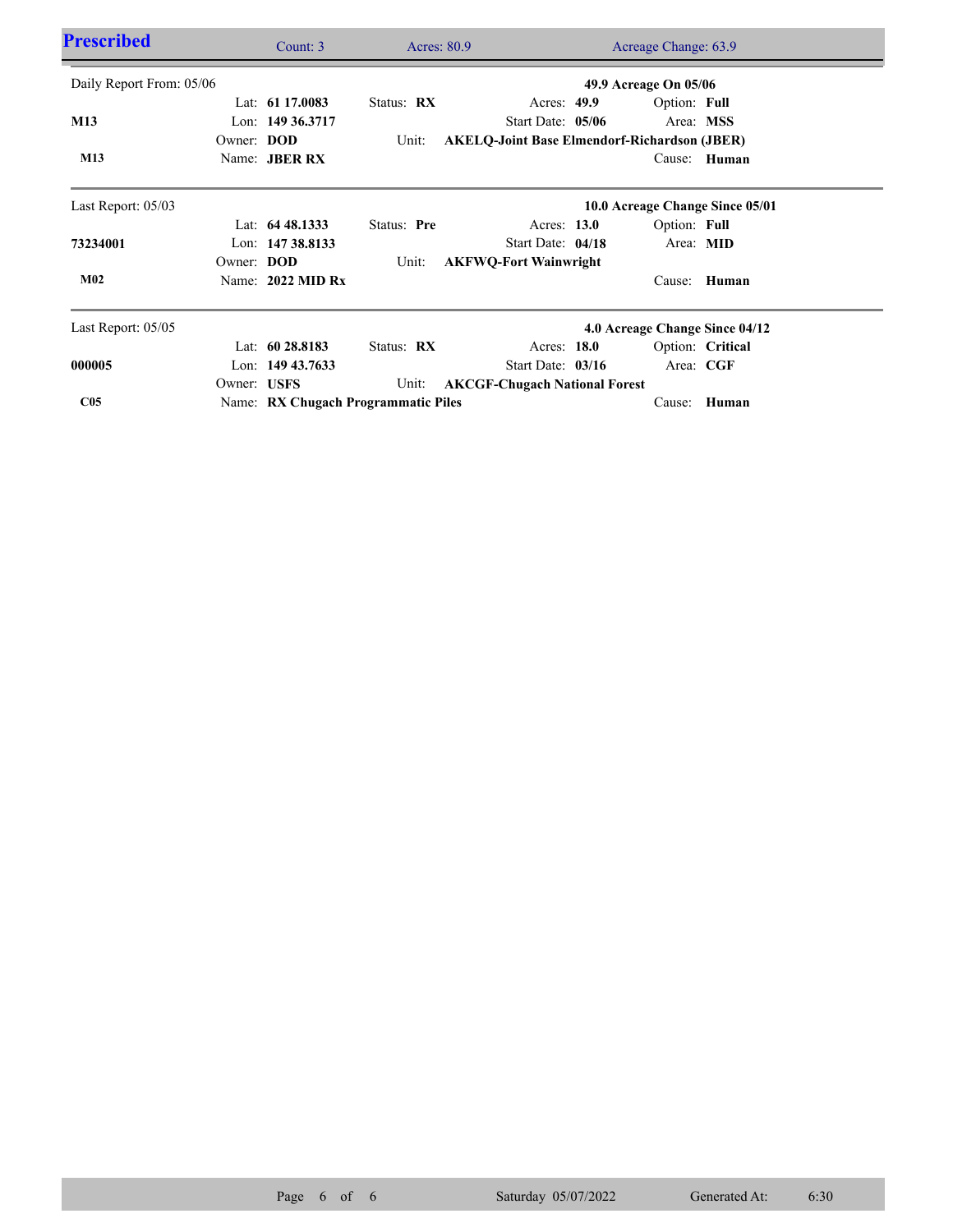## Prescribed

Count: 3 | Acres: 80.9 | Acreage Change: 63.9

---

Daily Report From: 05/06 — **49.9 Acreage On 05/06**

| | | | | |
|---|---|---|---|---|
| **M13** | Lat: **61 17.0083** | Status: **RX** | Acres: **49.9** | Option: **Full** |
| | Lon: **149 36.3717** | | Start Date: **05/06** | Area: **MSS** |
| | Owner: **DOD** | Unit: **AKELQ-Joint Base Elmendorf-Richardson (JBER)** | | |
| **M13** | Name: **JBER RX** | | | Cause: **Human** |

---

Last Report: 05/03 — **10.0 Acreage Change Since 05/01**

| | | | | |
|---|---|---|---|---|
| **73234001** | Lat: **64 48.1333** | Status: **Pre** | Acres: **13.0** | Option: **Full** |
| | Lon: **147 38.8133** | | Start Date: **04/18** | Area: **MID** |
| | Owner: **DOD** | Unit: **AKFWQ-Fort Wainwright** | | |
| **M02** | Name: **2022 MID Rx** | | | Cause: **Human** |

---

Last Report: 05/05 — **4.0 Acreage Change Since 04/12**

| | | | | |
|---|---|---|---|---|
| **000005** | Lat: **60 28.8183** | Status: **RX** | Acres: **18.0** | Option: **Critical** |
| | Lon: **149 43.7633** | | Start Date: **03/16** | Area: **CGF** |
| | Owner: **USFS** | Unit: **AKCGF-Chugach National Forest** | | |
| **C05** | Name: **RX Chugach Programmatic Piles** | | | Cause: **Human** |

Saturday 05/07/2022 — Generated At: 6:30